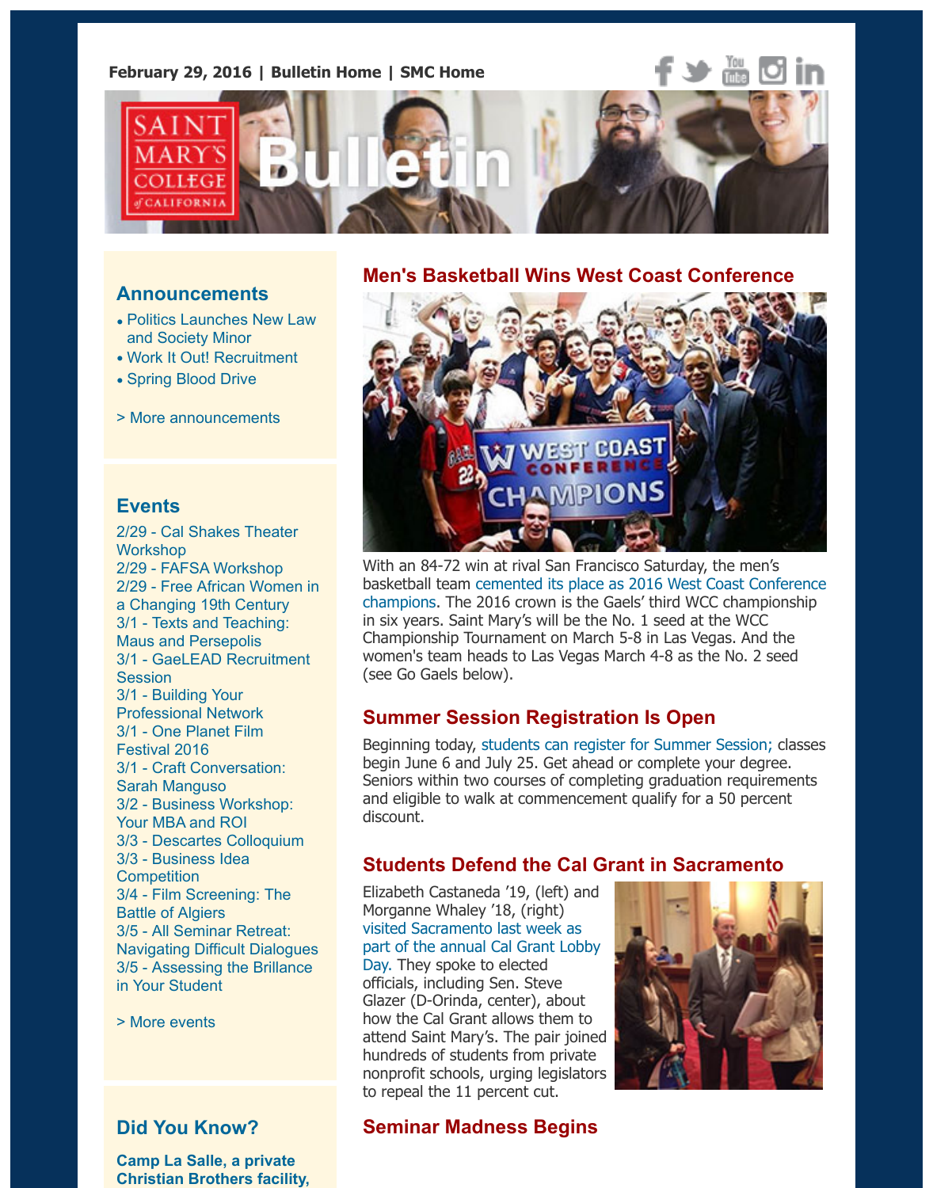February 29, 2016 | Bulletin Home | SMC Home

# Saint Mary's College of California Bulletin

## Men's Basketball Wins West Coast Conference

With an 84-72 win at rival San Francisco Saturday, the men's basketball team cemented its place as 2016 West Coast Conference champions. The 2016 crown is the Gaels' third WCC championship in six years. Saint Mary's will be the No. 1 seed at the WCC Championship Tournament on March 5-8 in Las Vegas. And the women's team heads to Las Vegas March 4-8 as the No. 2 seed (see Go Gaels below).

## Summer Session Registration Is Open

Beginning today, students can register for Summer Session; classes begin June 6 and July 25. Get ahead or complete your degree. Seniors within two courses of completing graduation requirements and eligible to walk at commencement qualify for a 50 percent discount.

## Students Defend the Cal Grant in Sacramento

Elizabeth Castaneda '19, (left) and Morganne Whaley '18, (right) visited Sacramento last week as part of the annual Cal Grant Lobby Day. They spoke to elected officials, including Sen. Steve Glazer (D-Orinda, center), about how the Cal Grant allows them to attend Saint Mary's. The pair joined hundreds of students from private nonprofit schools, urging legislators to repeal the 11 percent cut.

## Seminar Madness Begins

## Announcements

- Politics Launches New Law and Society Minor
- Work It Out! Recruitment
- Spring Blood Drive

> More announcements

## Events

2/29 - Cal Shakes Theater Workshop
2/29 - FAFSA Workshop
2/29 - Free African Women in a Changing 19th Century
3/1 - Texts and Teaching: Maus and Persepolis
3/1 - GaeLEAD Recruitment Session
3/1 - Building Your Professional Network
3/1 - One Planet Film Festival 2016
3/1 - Craft Conversation: Sarah Manguso
3/2 - Business Workshop: Your MBA and ROI
3/3 - Descartes Colloquium
3/3 - Business Idea Competition
3/4 - Film Screening: The Battle of Algiers
3/5 - All Seminar Retreat: Navigating Difficult Dialogues
3/5 - Assessing the Brillance in Your Student

> More events

## Did You Know?

**Camp La Salle, a private Christian Brothers facility,**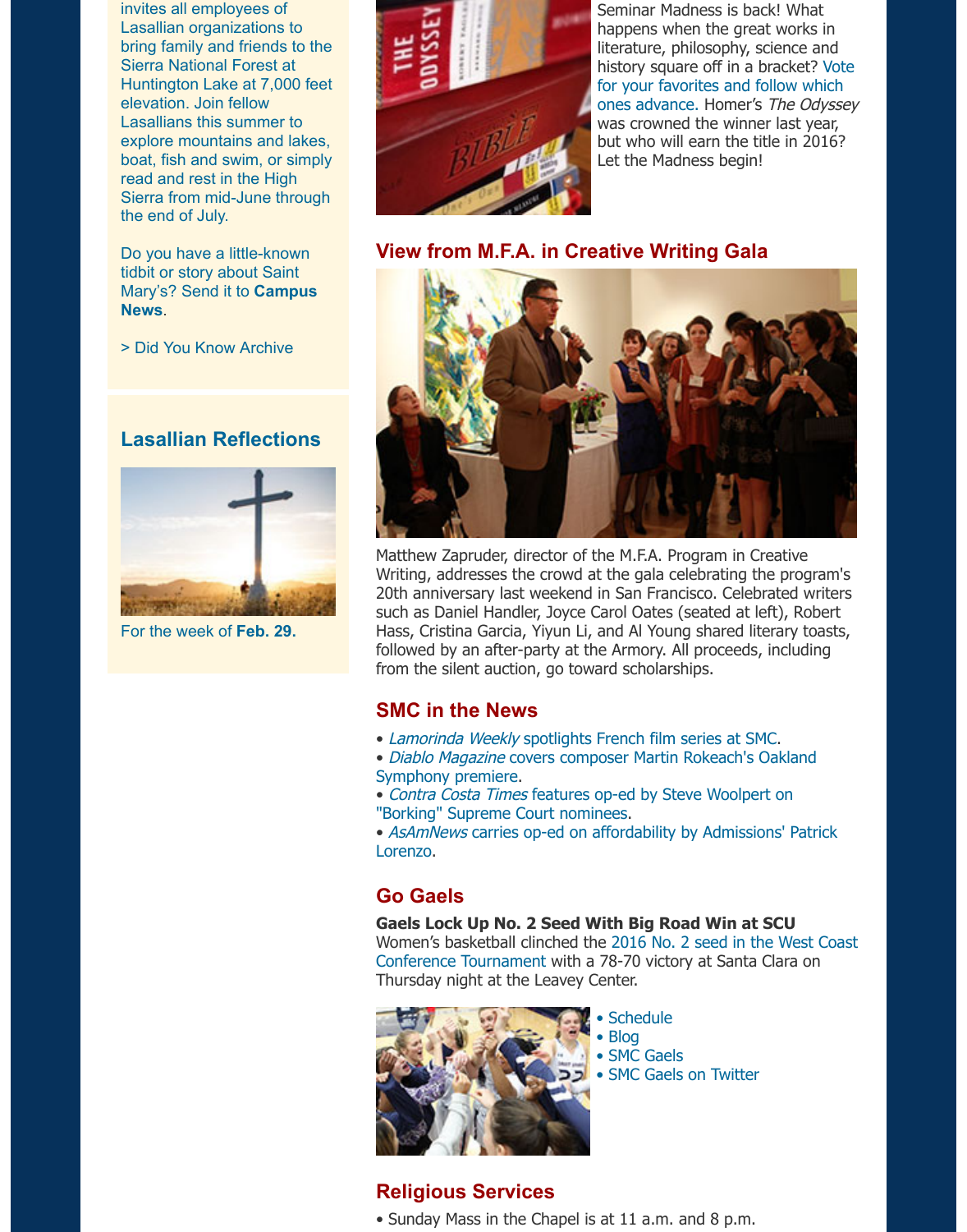invites all employees of Lasallian organizations to bring family and friends to the Sierra National Forest at Huntington Lake at 7,000 feet elevation. Join fellow Lasallians this summer to explore mountains and lakes, boat, fish and swim, or simply read and rest in the High Sierra from mid-June through the end of July.

Do you have a little-known tidbit or story about Saint Mary's? Send it to **Campus News**.

> Did You Know Archive

## Lasallian Reflections

For the week of **Feb. 29**.

Seminar Madness is back! What happens when the great works in literature, philosophy, science and history square off in a bracket? Vote for your favorites and follow which ones advance. Homer's *The Odyssey* was crowned the winner last year, but who will earn the title in 2016? Let the Madness begin!

## View from M.F.A. in Creative Writing Gala

Matthew Zapruder, director of the M.F.A. Program in Creative Writing, addresses the crowd at the gala celebrating the program's 20th anniversary last weekend in San Francisco. Celebrated writers such as Daniel Handler, Joyce Carol Oates (seated at left), Robert Hass, Cristina Garcia, Yiyun Li, and Al Young shared literary toasts, followed by an after-party at the Armory. All proceeds, including from the silent auction, go toward scholarships.

## SMC in the News

- *Lamorinda Weekly* spotlights French film series at SMC.
- *Diablo Magazine* covers composer Martin Rokeach's Oakland Symphony premiere.
- *Contra Costa Times* features op-ed by Steve Woolpert on "Borking" Supreme Court nominees.
- *AsAmNews* carries op-ed on affordability by Admissions' Patrick Lorenzo.

## Go Gaels

**Gaels Lock Up No. 2 Seed With Big Road Win at SCU**
Women's basketball clinched the 2016 No. 2 seed in the West Coast Conference Tournament with a 78-70 victory at Santa Clara on Thursday night at the Leavey Center.

- Schedule
- Blog
- SMC Gaels
- SMC Gaels on Twitter

## Religious Services

- Sunday Mass in the Chapel is at 11 a.m. and 8 p.m.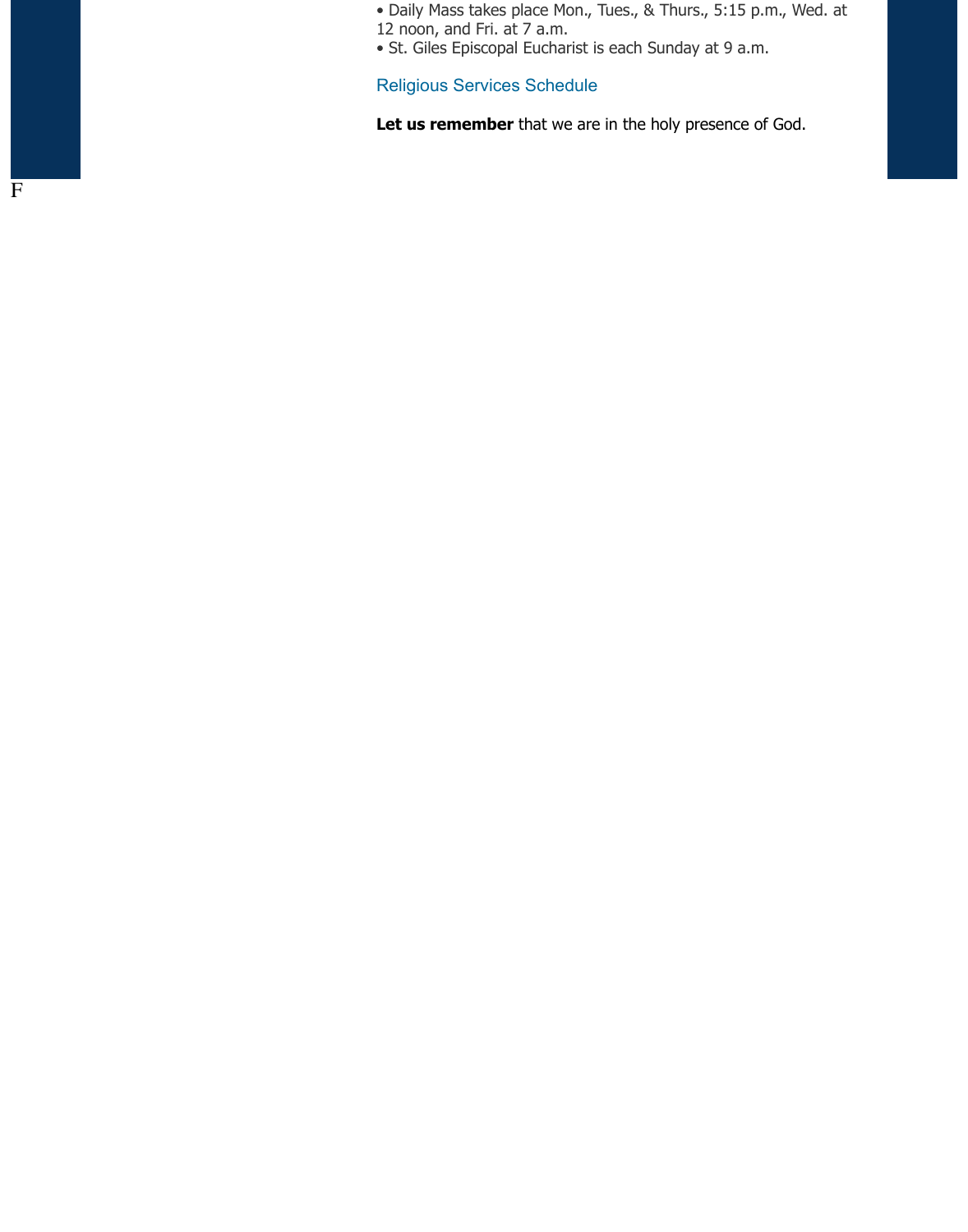• Daily Mass takes place Mon., Tues., & Thurs., 5:15 p.m., Wed. at 12 noon, and Fri. at 7 a.m.
• St. Giles Episcopal Eucharist is each Sunday at 9 a.m.

Religious Services Schedule

**Let us remember** that we are in the holy presence of God.

F